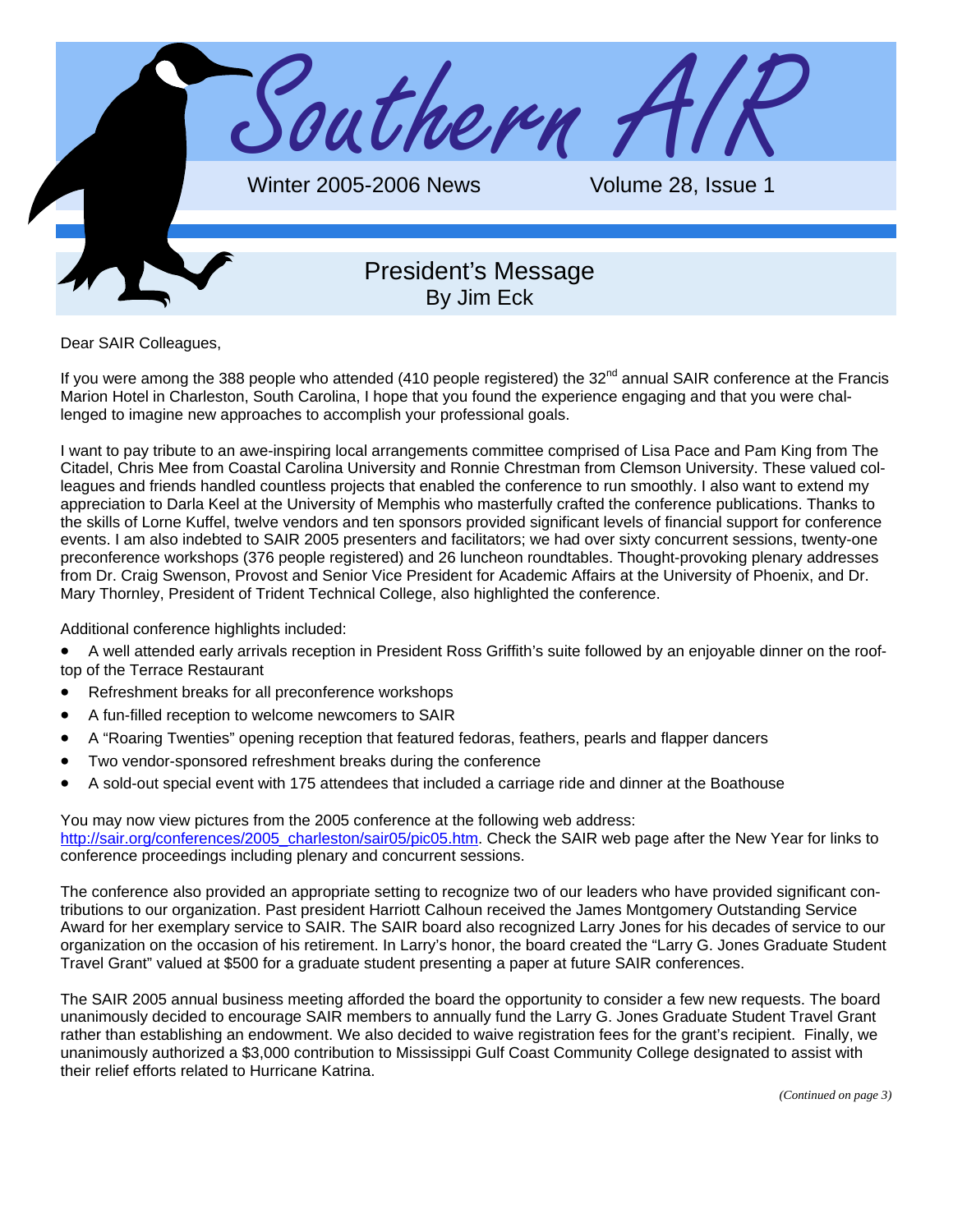# Southern AIR

Winter 2005-2006 News Volume 28, Issue 1

## President's Message

By Jim Eck

Dear SAIR Colleagues,

If you were among the 388 people who attended (410 people registered) the 32nd annual SAIR conference at the Francis Marion Hotel in Charleston, South Carolina, I hope that you found the experience engaging and that you were challenged to imagine new approaches to accomplish your professional goals.

I want to pay tribute to an awe-inspiring local arrangements committee comprised of Lisa Pace and Pam King from The Citadel, Chris Mee from Coastal Carolina University and Ronnie Chrestman from Clemson University. These valued colleagues and friends handled countless projects that enabled the conference to run smoothly. I also want to extend my appreciation to Darla Keel at the University of Memphis who masterfully crafted the conference publications. Thanks to the skills of Lorne Kuffel, twelve vendors and ten sponsors provided significant levels of financial support for conference events. I am also indebted to SAIR 2005 presenters and facilitators; we had over sixty concurrent sessions, twenty-one preconference workshops (376 people registered) and 26 luncheon roundtables. Thought-provoking plenary addresses from Dr. Craig Swenson, Provost and Senior Vice President for Academic Affairs at the University of Phoenix, and Dr. Mary Thornley, President of Trident Technical College, also highlighted the conference.

Additional conference highlights included:

- A well attended early arrivals reception in President Ross Griffith's suite followed by an enjoyable dinner on the rooftop of the Terrace Restaurant
- Refreshment breaks for all preconference workshops
- A fun-filled reception to welcome newcomers to SAIR
- A "Roaring Twenties" opening reception that featured fedoras, feathers, pearls and flapper dancers
- Two vendor-sponsored refreshment breaks during the conference
- A sold-out special event with 175 attendees that included a carriage ride and dinner at the Boathouse

You may now view pictures from the 2005 conference at the following web address: http://sair.org/conferences/2005_charleston/sair05/pic05.htm. Check the SAIR web page after the New Year for links to conference proceedings including plenary and concurrent sessions.

The conference also provided an appropriate setting to recognize two of our leaders who have provided significant contributions to our organization. Past president Harriott Calhoun received the James Montgomery Outstanding Service Award for her exemplary service to SAIR. The SAIR board also recognized Larry Jones for his decades of service to our organization on the occasion of his retirement. In Larry's honor, the board created the "Larry G. Jones Graduate Student Travel Grant" valued at $500 for a graduate student presenting a paper at future SAIR conferences.

The SAIR 2005 annual business meeting afforded the board the opportunity to consider a few new requests. The board unanimously decided to encourage SAIR members to annually fund the Larry G. Jones Graduate Student Travel Grant rather than establishing an endowment. We also decided to waive registration fees for the grant's recipient. Finally, we unanimously authorized a $3,000 contribution to Mississippi Gulf Coast Community College designated to assist with their relief efforts related to Hurricane Katrina.

*(Continued on page 3)*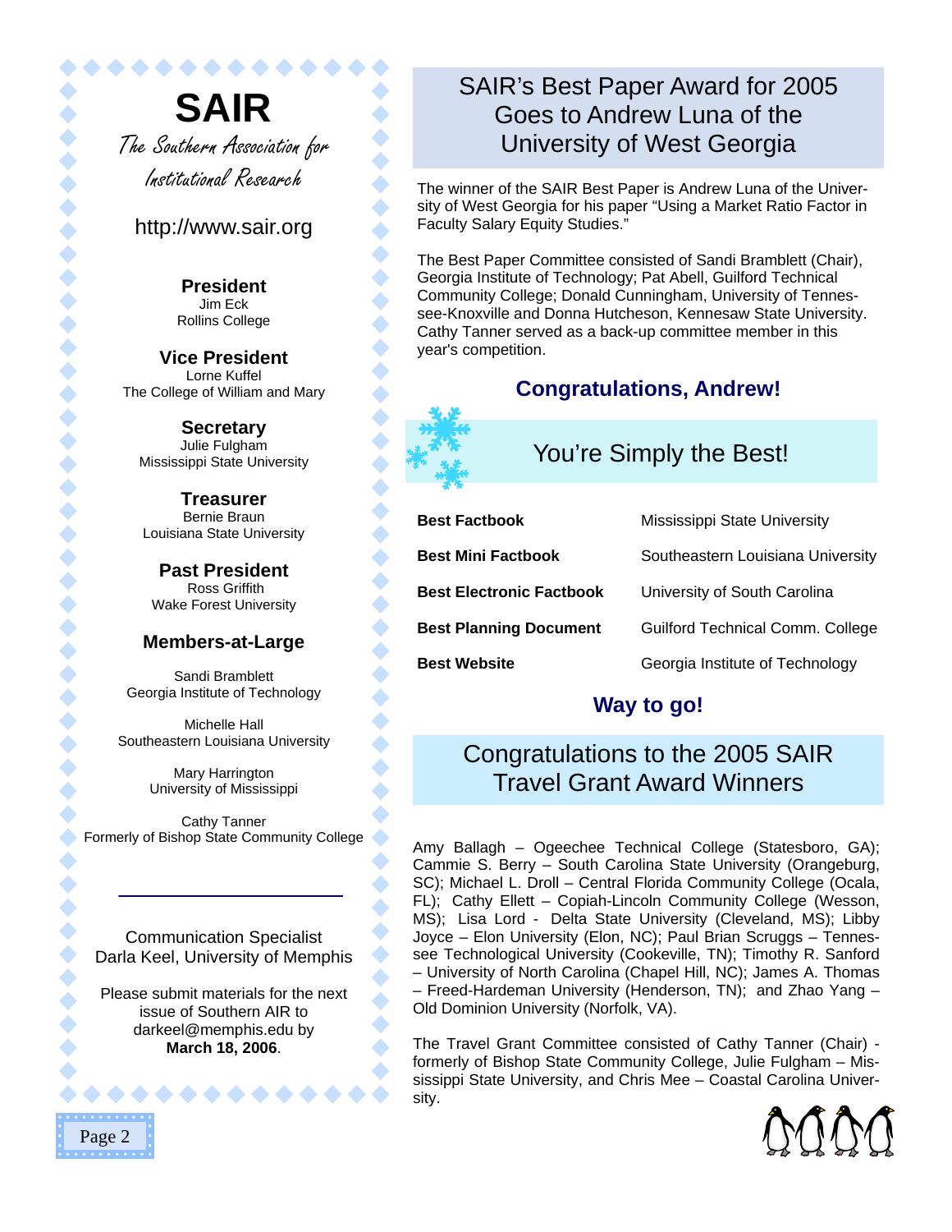# SAIR

*The Southern Association for Institutional Research*

http://www.sair.org

**President**
Jim Eck
Rollins College

**Vice President**
Lorne Kuffel
The College of William and Mary

**Secretary**
Julie Fulgham
Mississippi State University

**Treasurer**
Bernie Braun
Louisiana State University

**Past President**
Ross Griffith
Wake Forest University

**Members-at-Large**

Sandi Bramblett
Georgia Institute of Technology

Michelle Hall
Southeastern Louisiana University

Mary Harrington
University of Mississippi

Cathy Tanner
Formerly of Bishop State Community College

Communication Specialist
Darla Keel, University of Memphis

Please submit materials for the next issue of Southern AIR to darkeel@memphis.edu by **March 18, 2006**.

## SAIR's Best Paper Award for 2005 Goes to Andrew Luna of the University of West Georgia

The winner of the SAIR Best Paper is Andrew Luna of the University of West Georgia for his paper "Using a Market Ratio Factor in Faculty Salary Equity Studies."

The Best Paper Committee consisted of Sandi Bramblett (Chair), Georgia Institute of Technology; Pat Abell, Guilford Technical Community College; Donald Cunningham, University of Tennessee-Knoxville and Donna Hutcheson, Kennesaw State University. Cathy Tanner served as a back-up committee member in this year's competition.

**Congratulations, Andrew!**

## You're Simply the Best!

| | |
|---|---|
| **Best Factbook** | Mississippi State University |
| **Best Mini Factbook** | Southeastern Louisiana University |
| **Best Electronic Factbook** | University of South Carolina |
| **Best Planning Document** | Guilford Technical Comm. College |
| **Best Website** | Georgia Institute of Technology |

**Way to go!**

## Congratulations to the 2005 SAIR Travel Grant Award Winners

Amy Ballagh – Ogeechee Technical College (Statesboro, GA); Cammie S. Berry – South Carolina State University (Orangeburg, SC); Michael L. Droll – Central Florida Community College (Ocala, FL); Cathy Ellett – Copiah-Lincoln Community College (Wesson, MS); Lisa Lord - Delta State University (Cleveland, MS); Libby Joyce – Elon University (Elon, NC); Paul Brian Scruggs – Tennessee Technological University (Cookeville, TN); Timothy R. Sanford – University of North Carolina (Chapel Hill, NC); James A. Thomas – Freed-Hardeman University (Henderson, TN); and Zhao Yang – Old Dominion University (Norfolk, VA).

The Travel Grant Committee consisted of Cathy Tanner (Chair) - formerly of Bishop State Community College, Julie Fulgham – Mississippi State University, and Chris Mee – Coastal Carolina University.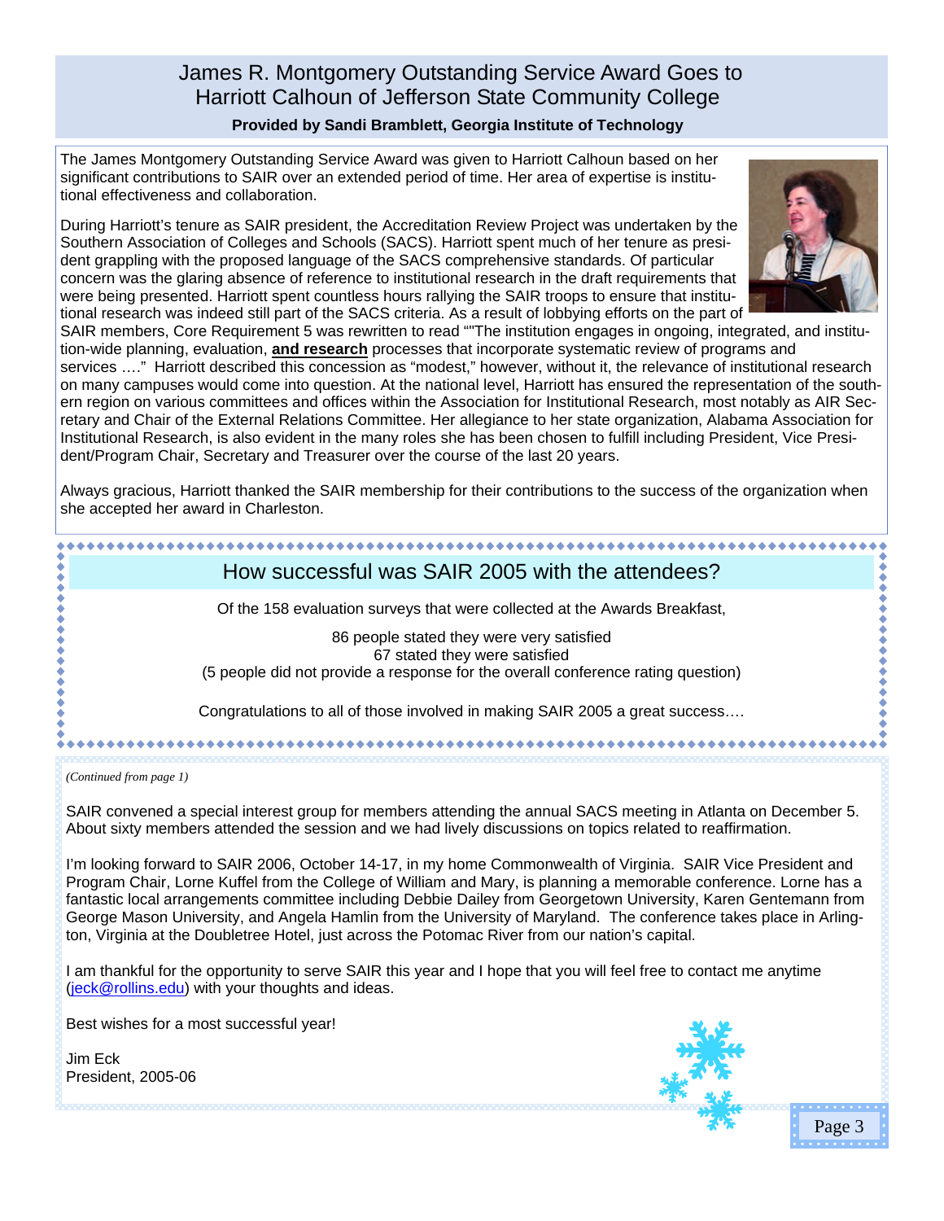## James R. Montgomery Outstanding Service Award Goes to Harriott Calhoun of Jefferson State Community College

**Provided by Sandi Bramblett, Georgia Institute of Technology**

The James Montgomery Outstanding Service Award was given to Harriott Calhoun based on her significant contributions to SAIR over an extended period of time. Her area of expertise is institutional effectiveness and collaboration.

During Harriott's tenure as SAIR president, the Accreditation Review Project was undertaken by the Southern Association of Colleges and Schools (SACS). Harriott spent much of her tenure as president grappling with the proposed language of the SACS comprehensive standards. Of particular concern was the glaring absence of reference to institutional research in the draft requirements that were being presented. Harriott spent countless hours rallying the SAIR troops to ensure that institutional research was indeed still part of the SACS criteria. As a result of lobbying efforts on the part of SAIR members, Core Requirement 5 was rewritten to read ""The institution engages in ongoing, integrated, and institution-wide planning, evaluation, **and research** processes that incorporate systematic review of programs and services …." Harriott described this concession as "modest," however, without it, the relevance of institutional research on many campuses would come into question. At the national level, Harriott has ensured the representation of the southern region on various committees and offices within the Association for Institutional Research, most notably as AIR Secretary and Chair of the External Relations Committee. Her allegiance to her state organization, Alabama Association for Institutional Research, is also evident in the many roles she has been chosen to fulfill including President, Vice President/Program Chair, Secretary and Treasurer over the course of the last 20 years.

Always gracious, Harriott thanked the SAIR membership for their contributions to the success of the organization when she accepted her award in Charleston.

## How successful was SAIR 2005 with the attendees?

Of the 158 evaluation surveys that were collected at the Awards Breakfast,

86 people stated they were very satisfied
67 stated they were satisfied
(5 people did not provide a response for the overall conference rating question)

Congratulations to all of those involved in making SAIR 2005 a great success….

*(Continued from page 1)*

SAIR convened a special interest group for members attending the annual SACS meeting in Atlanta on December 5. About sixty members attended the session and we had lively discussions on topics related to reaffirmation.

I'm looking forward to SAIR 2006, October 14-17, in my home Commonwealth of Virginia. SAIR Vice President and Program Chair, Lorne Kuffel from the College of William and Mary, is planning a memorable conference. Lorne has a fantastic local arrangements committee including Debbie Dailey from Georgetown University, Karen Gentemann from George Mason University, and Angela Hamlin from the University of Maryland. The conference takes place in Arlington, Virginia at the Doubletree Hotel, just across the Potomac River from our nation's capital.

I am thankful for the opportunity to serve SAIR this year and I hope that you will feel free to contact me anytime (jeck@rollins.edu) with your thoughts and ideas.

Best wishes for a most successful year!

Jim Eck
President, 2005-06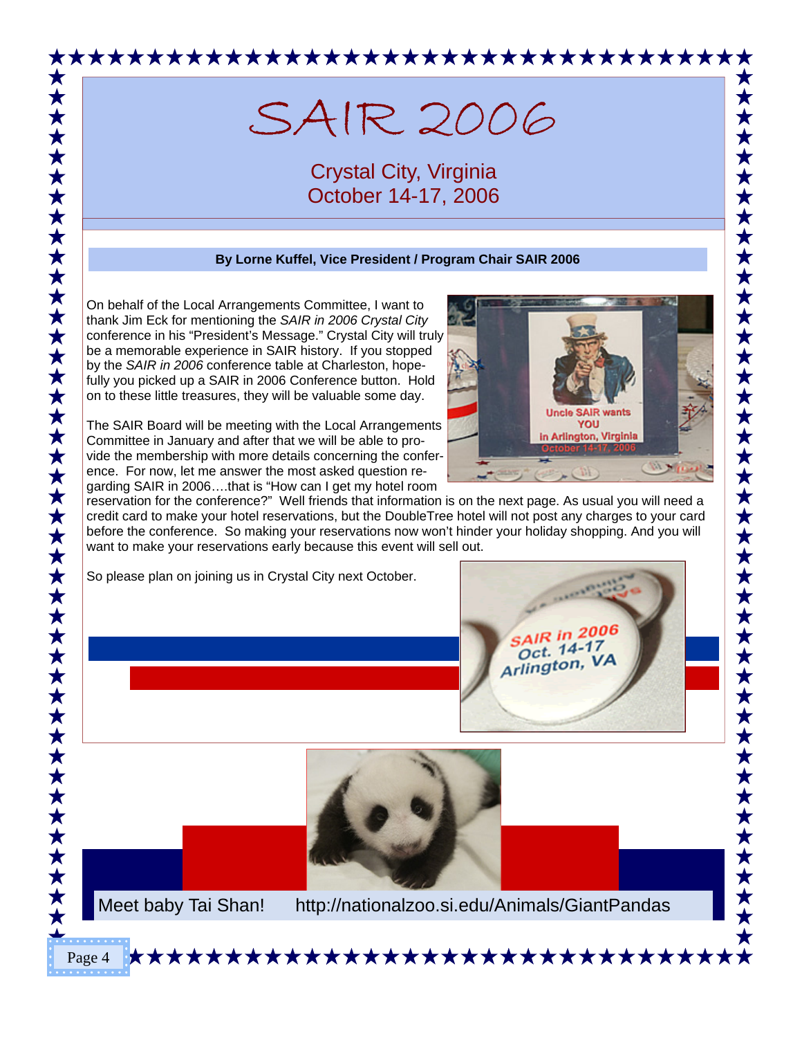# SAIR 2006

## Crystal City, Virginia
## October 14-17, 2006

**By Lorne Kuffel, Vice President / Program Chair SAIR 2006**

On behalf of the Local Arrangements Committee, I want to thank Jim Eck for mentioning the *SAIR in 2006 Crystal City* conference in his "President's Message." Crystal City will truly be a memorable experience in SAIR history. If you stopped by the *SAIR in 2006* conference table at Charleston, hopefully you picked up a SAIR in 2006 Conference button. Hold on to these little treasures, they will be valuable some day.

The SAIR Board will be meeting with the Local Arrangements Committee in January and after that we will be able to provide the membership with more details concerning the conference. For now, let me answer the most asked question regarding SAIR in 2006….that is "How can I get my hotel room reservation for the conference?" Well friends that information is on the next page. As usual you will need a credit card to make your hotel reservations, but the DoubleTree hotel will not post any charges to your card before the conference. So making your reservations now won't hinder your holiday shopping. And you will want to make your reservations early because this event will sell out.

So please plan on joining us in Crystal City next October.

Meet baby Tai Shan! http://nationalzoo.si.edu/Animals/GiantPandas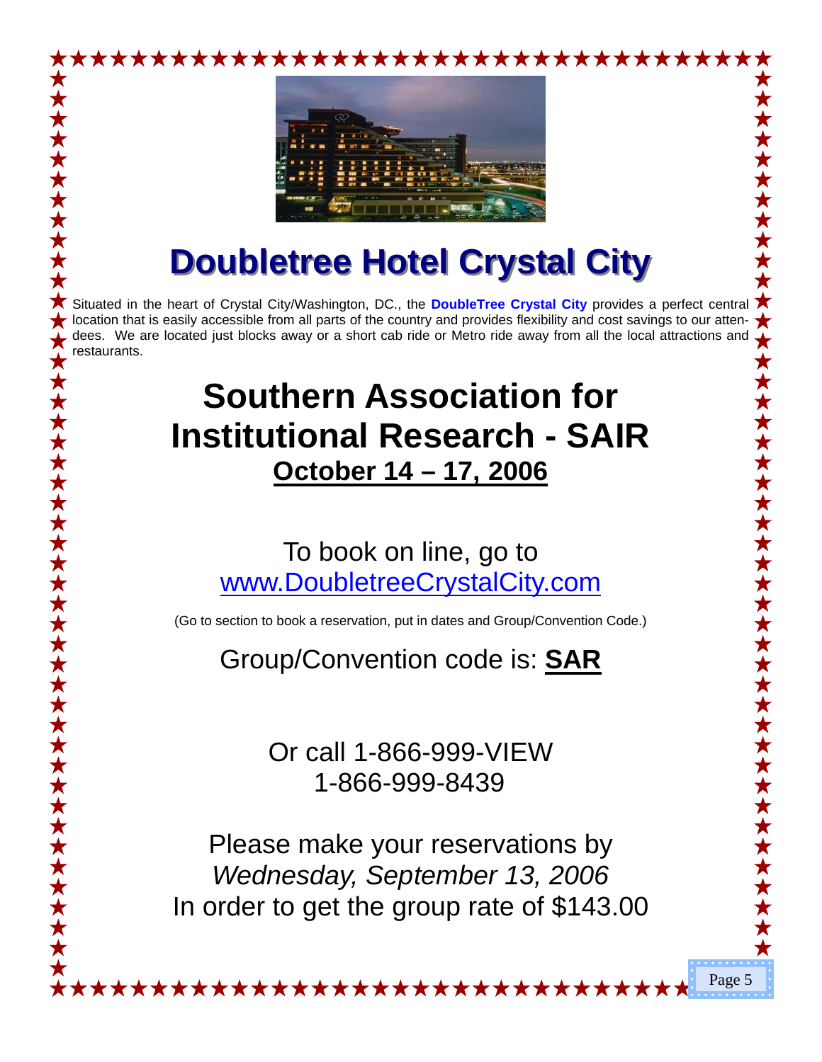# Doubletree Hotel Crystal City

Situated in the heart of Crystal City/Washington, DC., the **DoubleTree Crystal City** provides a perfect central location that is easily accessible from all parts of the country and provides flexibility and cost savings to our attendees. We are located just blocks away or a short cab ride or Metro ride away from all the local attractions and restaurants.

## Southern Association for Institutional Research - SAIR

**October 14 – 17, 2006**

To book on line, go to
www.DoubletreeCrystalCity.com

(Go to section to book a reservation, put in dates and Group/Convention Code.)

Group/Convention code is: **SAR**

Or call 1-866-999-VIEW
1-866-999-8439

Please make your reservations by
*Wednesday, September 13, 2006*
In order to get the group rate of $143.00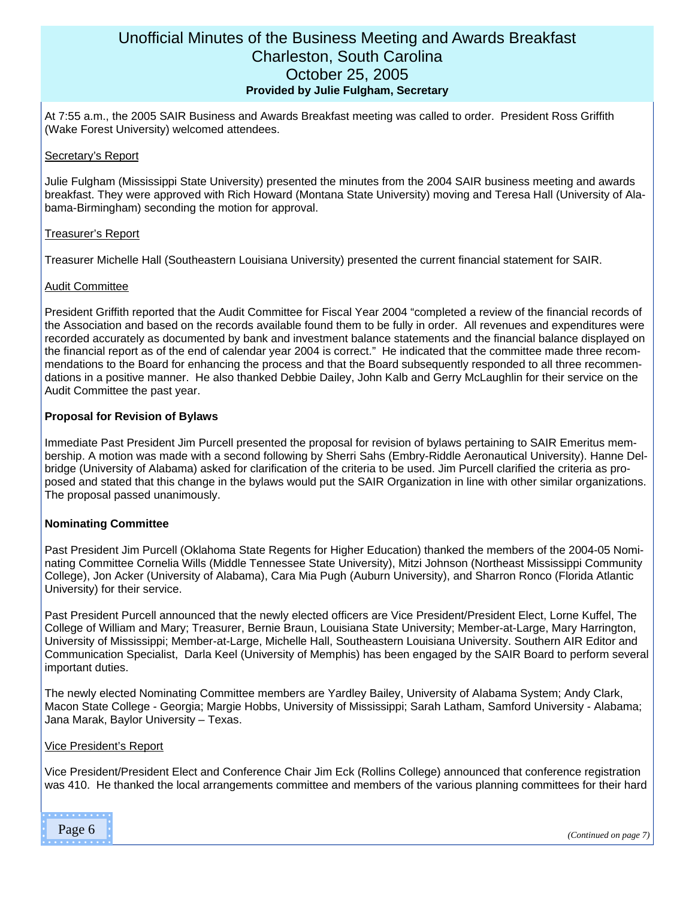# Unofficial Minutes of the Business Meeting and Awards Breakfast
## Charleston, South Carolina
## October 25, 2005
**Provided by Julie Fulgham, Secretary**

At 7:55 a.m., the 2005 SAIR Business and Awards Breakfast meeting was called to order. President Ross Griffith (Wake Forest University) welcomed attendees.

Secretary's Report

Julie Fulgham (Mississippi State University) presented the minutes from the 2004 SAIR business meeting and awards breakfast. They were approved with Rich Howard (Montana State University) moving and Teresa Hall (University of Alabama-Birmingham) seconding the motion for approval.

Treasurer's Report

Treasurer Michelle Hall (Southeastern Louisiana University) presented the current financial statement for SAIR.

Audit Committee

President Griffith reported that the Audit Committee for Fiscal Year 2004 "completed a review of the financial records of the Association and based on the records available found them to be fully in order. All revenues and expenditures were recorded accurately as documented by bank and investment balance statements and the financial balance displayed on the financial report as of the end of calendar year 2004 is correct." He indicated that the committee made three recommendations to the Board for enhancing the process and that the Board subsequently responded to all three recommendations in a positive manner. He also thanked Debbie Dailey, John Kalb and Gerry McLaughlin for their service on the Audit Committee the past year.

**Proposal for Revision of Bylaws**

Immediate Past President Jim Purcell presented the proposal for revision of bylaws pertaining to SAIR Emeritus membership. A motion was made with a second following by Sherri Sahs (Embry-Riddle Aeronautical University). Hanne Delbridge (University of Alabama) asked for clarification of the criteria to be used. Jim Purcell clarified the criteria as proposed and stated that this change in the bylaws would put the SAIR Organization in line with other similar organizations. The proposal passed unanimously.

**Nominating Committee**

Past President Jim Purcell (Oklahoma State Regents for Higher Education) thanked the members of the 2004-05 Nominating Committee Cornelia Wills (Middle Tennessee State University), Mitzi Johnson (Northeast Mississippi Community College), Jon Acker (University of Alabama), Cara Mia Pugh (Auburn University), and Sharron Ronco (Florida Atlantic University) for their service.

Past President Purcell announced that the newly elected officers are Vice President/President Elect, Lorne Kuffel, The College of William and Mary; Treasurer, Bernie Braun, Louisiana State University; Member-at-Large, Mary Harrington, University of Mississippi; Member-at-Large, Michelle Hall, Southeastern Louisiana University. Southern AIR Editor and Communication Specialist, Darla Keel (University of Memphis) has been engaged by the SAIR Board to perform several important duties.

The newly elected Nominating Committee members are Yardley Bailey, University of Alabama System; Andy Clark, Macon State College - Georgia; Margie Hobbs, University of Mississippi; Sarah Latham, Samford University - Alabama; Jana Marak, Baylor University – Texas.

Vice President's Report

Vice President/President Elect and Conference Chair Jim Eck (Rollins College) announced that conference registration was 410. He thanked the local arrangements committee and members of the various planning committees for their hard

*(Continued on page 7)*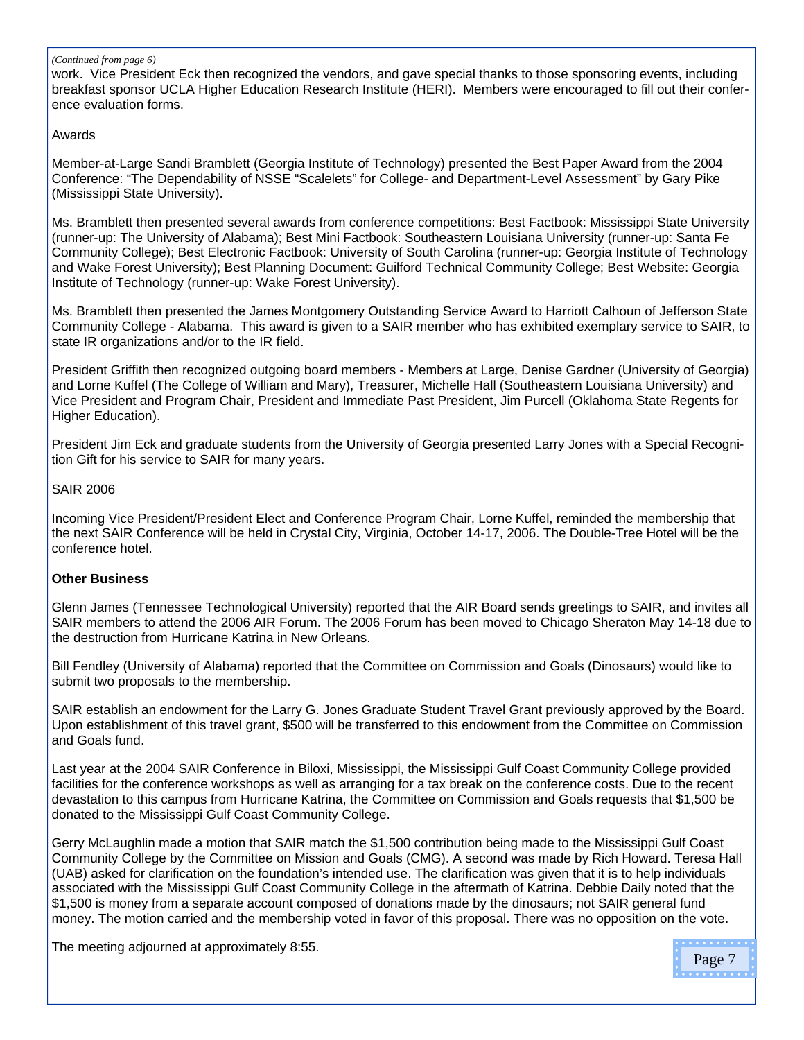*(Continued from page 6)*

work. Vice President Eck then recognized the vendors, and gave special thanks to those sponsoring events, including breakfast sponsor UCLA Higher Education Research Institute (HERI). Members were encouraged to fill out their conference evaluation forms.

Awards

Member-at-Large Sandi Bramblett (Georgia Institute of Technology) presented the Best Paper Award from the 2004 Conference: "The Dependability of NSSE "Scalelets" for College- and Department-Level Assessment" by Gary Pike (Mississippi State University).

Ms. Bramblett then presented several awards from conference competitions: Best Factbook: Mississippi State University (runner-up: The University of Alabama); Best Mini Factbook: Southeastern Louisiana University (runner-up: Santa Fe Community College); Best Electronic Factbook: University of South Carolina (runner-up: Georgia Institute of Technology and Wake Forest University); Best Planning Document: Guilford Technical Community College; Best Website: Georgia Institute of Technology (runner-up: Wake Forest University).

Ms. Bramblett then presented the James Montgomery Outstanding Service Award to Harriott Calhoun of Jefferson State Community College - Alabama. This award is given to a SAIR member who has exhibited exemplary service to SAIR, to state IR organizations and/or to the IR field.

President Griffith then recognized outgoing board members - Members at Large, Denise Gardner (University of Georgia) and Lorne Kuffel (The College of William and Mary), Treasurer, Michelle Hall (Southeastern Louisiana University) and Vice President and Program Chair, President and Immediate Past President, Jim Purcell (Oklahoma State Regents for Higher Education).

President Jim Eck and graduate students from the University of Georgia presented Larry Jones with a Special Recognition Gift for his service to SAIR for many years.

SAIR 2006

Incoming Vice President/President Elect and Conference Program Chair, Lorne Kuffel, reminded the membership that the next SAIR Conference will be held in Crystal City, Virginia, October 14-17, 2006. The Double-Tree Hotel will be the conference hotel.

**Other Business**

Glenn James (Tennessee Technological University) reported that the AIR Board sends greetings to SAIR, and invites all SAIR members to attend the 2006 AIR Forum. The 2006 Forum has been moved to Chicago Sheraton May 14-18 due to the destruction from Hurricane Katrina in New Orleans.

Bill Fendley (University of Alabama) reported that the Committee on Commission and Goals (Dinosaurs) would like to submit two proposals to the membership.

SAIR establish an endowment for the Larry G. Jones Graduate Student Travel Grant previously approved by the Board. Upon establishment of this travel grant, $500 will be transferred to this endowment from the Committee on Commission and Goals fund.

Last year at the 2004 SAIR Conference in Biloxi, Mississippi, the Mississippi Gulf Coast Community College provided facilities for the conference workshops as well as arranging for a tax break on the conference costs. Due to the recent devastation to this campus from Hurricane Katrina, the Committee on Commission and Goals requests that $1,500 be donated to the Mississippi Gulf Coast Community College.

Gerry McLaughlin made a motion that SAIR match the $1,500 contribution being made to the Mississippi Gulf Coast Community College by the Committee on Mission and Goals (CMG). A second was made by Rich Howard. Teresa Hall (UAB) asked for clarification on the foundation's intended use. The clarification was given that it is to help individuals associated with the Mississippi Gulf Coast Community College in the aftermath of Katrina. Debbie Daily noted that the $1,500 is money from a separate account composed of donations made by the dinosaurs; not SAIR general fund money. The motion carried and the membership voted in favor of this proposal. There was no opposition on the vote.

The meeting adjourned at approximately 8:55.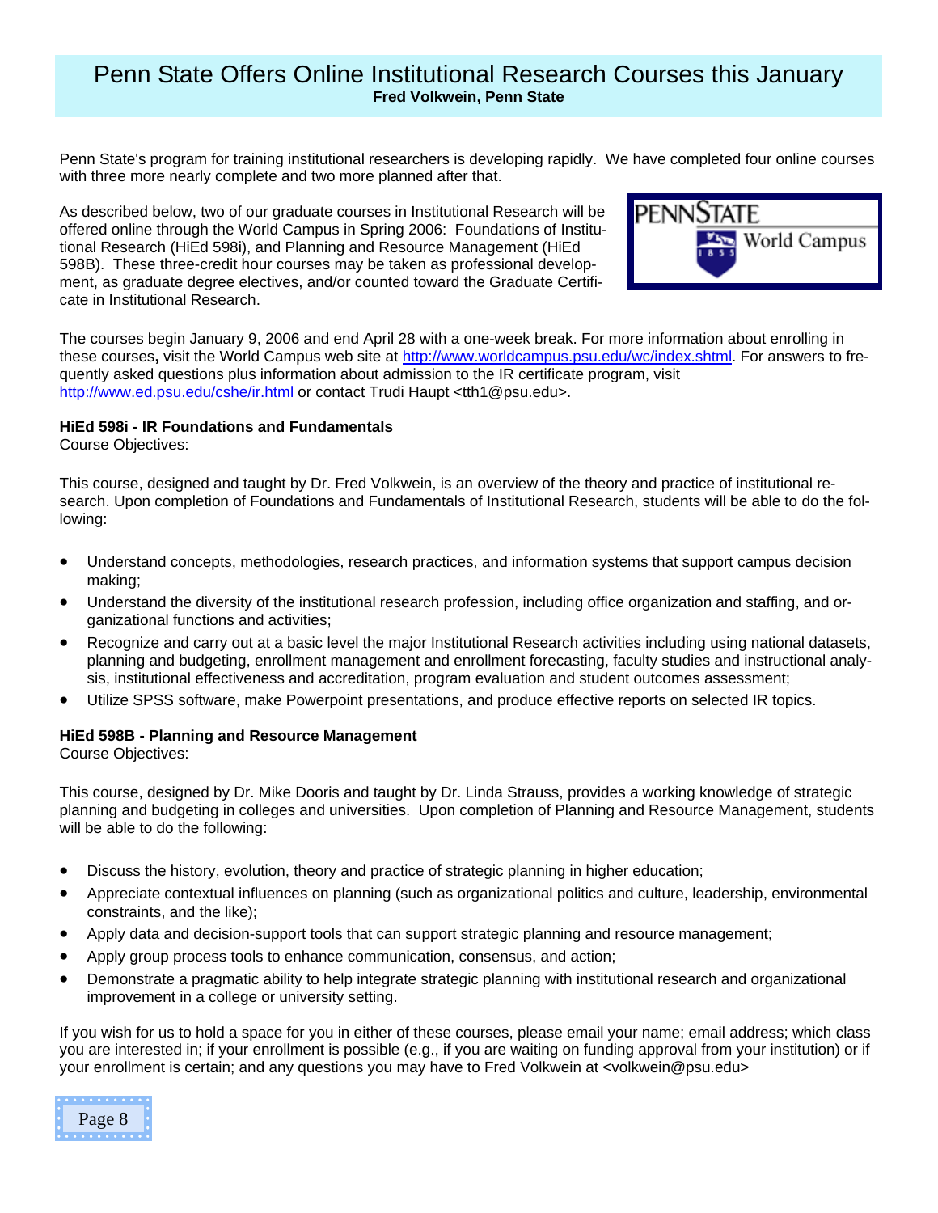# Penn State Offers Online Institutional Research Courses this January

**Fred Volkwein, Penn State**

Penn State's program for training institutional researchers is developing rapidly. We have completed four online courses with three more nearly complete and two more planned after that.

As described below, two of our graduate courses in Institutional Research will be offered online through the World Campus in Spring 2006: Foundations of Institutional Research (HiEd 598i), and Planning and Resource Management (HiEd 598B). These three-credit hour courses may be taken as professional development, as graduate degree electives, and/or counted toward the Graduate Certificate in Institutional Research.

The courses begin January 9, 2006 and end April 28 with a one-week break. For more information about enrolling in these courses**,** visit the World Campus web site at http://www.worldcampus.psu.edu/wc/index.shtml. For answers to frequently asked questions plus information about admission to the IR certificate program, visit http://www.ed.psu.edu/cshe/ir.html or contact Trudi Haupt <tth1@psu.edu>.

**HiEd 598i - IR Foundations and Fundamentals**

Course Objectives:

This course, designed and taught by Dr. Fred Volkwein, is an overview of the theory and practice of institutional research. Upon completion of Foundations and Fundamentals of Institutional Research, students will be able to do the following:

- Understand concepts, methodologies, research practices, and information systems that support campus decision making;
- Understand the diversity of the institutional research profession, including office organization and staffing, and organizational functions and activities;
- Recognize and carry out at a basic level the major Institutional Research activities including using national datasets, planning and budgeting, enrollment management and enrollment forecasting, faculty studies and instructional analysis, institutional effectiveness and accreditation, program evaluation and student outcomes assessment;
- Utilize SPSS software, make Powerpoint presentations, and produce effective reports on selected IR topics.

**HiEd 598B - Planning and Resource Management**

Course Objectives:

This course, designed by Dr. Mike Dooris and taught by Dr. Linda Strauss, provides a working knowledge of strategic planning and budgeting in colleges and universities. Upon completion of Planning and Resource Management, students will be able to do the following:

- Discuss the history, evolution, theory and practice of strategic planning in higher education;
- Appreciate contextual influences on planning (such as organizational politics and culture, leadership, environmental constraints, and the like);
- Apply data and decision-support tools that can support strategic planning and resource management;
- Apply group process tools to enhance communication, consensus, and action;
- Demonstrate a pragmatic ability to help integrate strategic planning with institutional research and organizational improvement in a college or university setting.

If you wish for us to hold a space for you in either of these courses, please email your name; email address; which class you are interested in; if your enrollment is possible (e.g., if you are waiting on funding approval from your institution) or if your enrollment is certain; and any questions you may have to Fred Volkwein at <volkwein@psu.edu>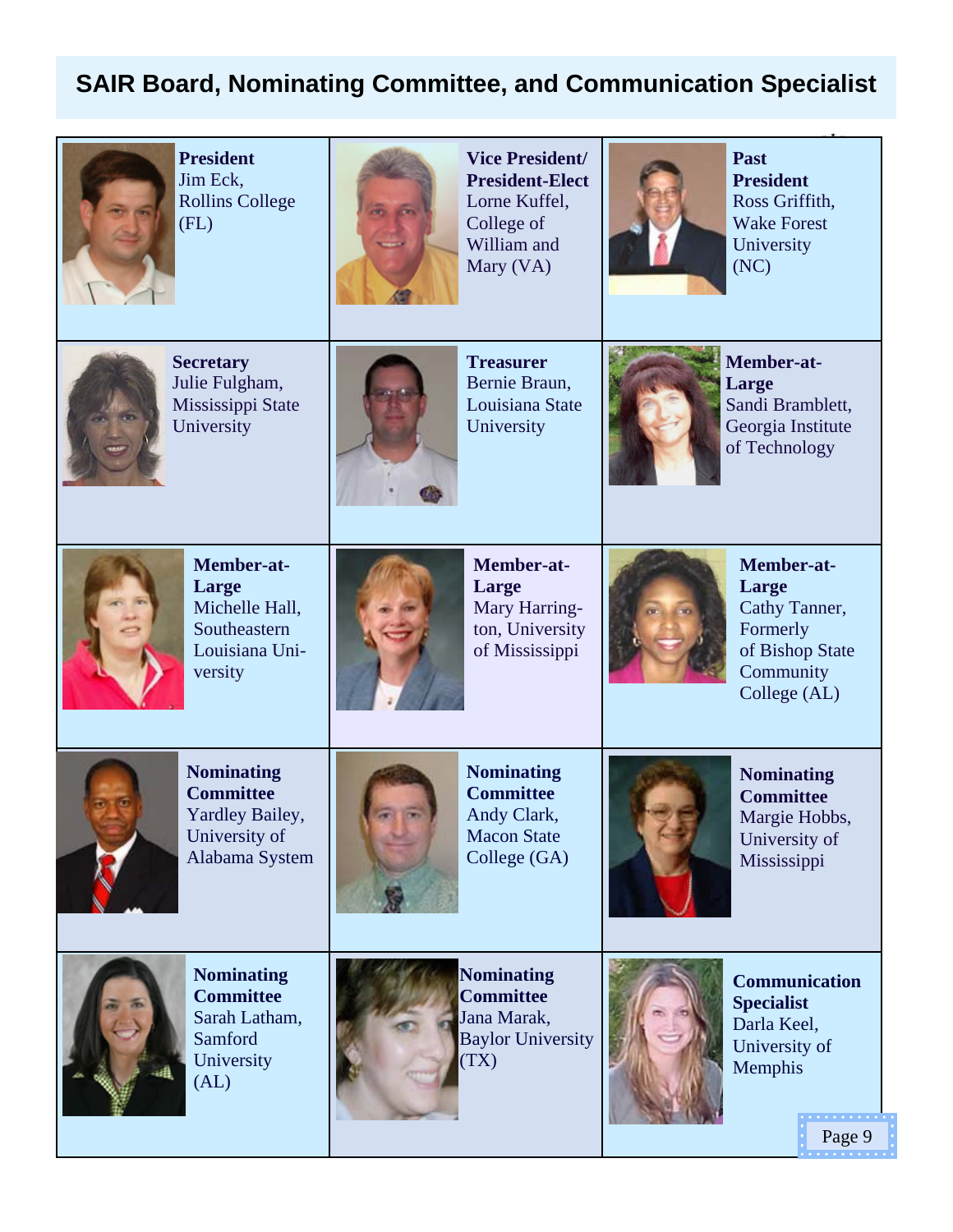## SAIR Board, Nominating Committee, and Communication Specialist

| | | |
|---|---|---|
| **President**<br>Jim Eck, Rollins College (FL) | **Vice President/ President-Elect**<br>Lorne Kuffel, College of William and Mary (VA) | **Past President**<br>Ross Griffith, Wake Forest University (NC) |
| **Secretary**<br>Julie Fulgham, Mississippi State University | **Treasurer**<br>Bernie Braun, Louisiana State University | **Member-at-Large**<br>Sandi Bramblett, Georgia Institute of Technology |
| **Member-at-Large**<br>Michelle Hall, Southeastern Louisiana University | **Member-at-Large**<br>Mary Harrington, University of Mississippi | **Member-at-Large**<br>Cathy Tanner, Formerly of Bishop State Community College (AL) |
| **Nominating Committee**<br>Yardley Bailey, University of Alabama System | **Nominating Committee**<br>Andy Clark, Macon State College (GA) | **Nominating Committee**<br>Margie Hobbs, University of Mississippi |
| **Nominating Committee**<br>Sarah Latham, Samford University (AL) | **Nominating Committee**<br>Jana Marak, Baylor University (TX) | **Communication Specialist**<br>Darla Keel, University of Memphis |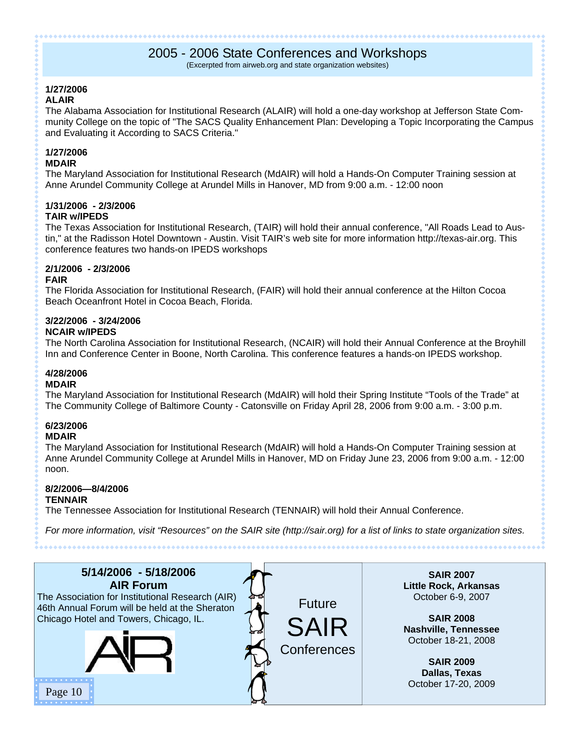## 2005 - 2006 State Conferences and Workshops

(Excerpted from airweb.org and state organization websites)

**1/27/2006**
**ALAIR**
The Alabama Association for Institutional Research (ALAIR) will hold a one-day workshop at Jefferson State Community College on the topic of "The SACS Quality Enhancement Plan: Developing a Topic Incorporating the Campus and Evaluating it According to SACS Criteria."

**1/27/2006**
**MDAIR**
The Maryland Association for Institutional Research (MdAIR) will hold a Hands-On Computer Training session at Anne Arundel Community College at Arundel Mills in Hanover, MD from 9:00 a.m. - 12:00 noon

**1/31/2006 - 2/3/2006**
**TAIR w/IPEDS**
The Texas Association for Institutional Research, (TAIR) will hold their annual conference, "All Roads Lead to Austin," at the Radisson Hotel Downtown - Austin. Visit TAIR's web site for more information http://texas-air.org. This conference features two hands-on IPEDS workshops

**2/1/2006 - 2/3/2006**
**FAIR**
The Florida Association for Institutional Research, (FAIR) will hold their annual conference at the Hilton Cocoa Beach Oceanfront Hotel in Cocoa Beach, Florida.

**3/22/2006 - 3/24/2006**
**NCAIR w/IPEDS**
The North Carolina Association for Institutional Research, (NCAIR) will hold their Annual Conference at the Broyhill Inn and Conference Center in Boone, North Carolina. This conference features a hands-on IPEDS workshop.

**4/28/2006**
**MDAIR**
The Maryland Association for Institutional Research (MdAIR) will hold their Spring Institute "Tools of the Trade" at The Community College of Baltimore County - Catonsville on Friday April 28, 2006 from 9:00 a.m. - 3:00 p.m.

**6/23/2006**
**MDAIR**
The Maryland Association for Institutional Research (MdAIR) will hold a Hands-On Computer Training session at Anne Arundel Community College at Arundel Mills in Hanover, MD on Friday June 23, 2006 from 9:00 a.m. - 12:00 noon.

**8/2/2006—8/4/2006**
**TENNAIR**
The Tennessee Association for Institutional Research (TENNAIR) will hold their Annual Conference.

*For more information, visit "Resources" on the SAIR site (http://sair.org) for a list of links to state organization sites.*

---

### 5/14/2006 - 5/18/2006
### AIR Forum

The Association for Institutional Research (AIR) 46th Annual Forum will be held at the Sheraton Chicago Hotel and Towers, Chicago, IL.

AIR

---

## Future SAIR Conferences

**SAIR 2007**
**Little Rock, Arkansas**
October 6-9, 2007

**SAIR 2008**
**Nashville, Tennessee**
October 18-21, 2008

**SAIR 2009**
**Dallas, Texas**
October 17-20, 2009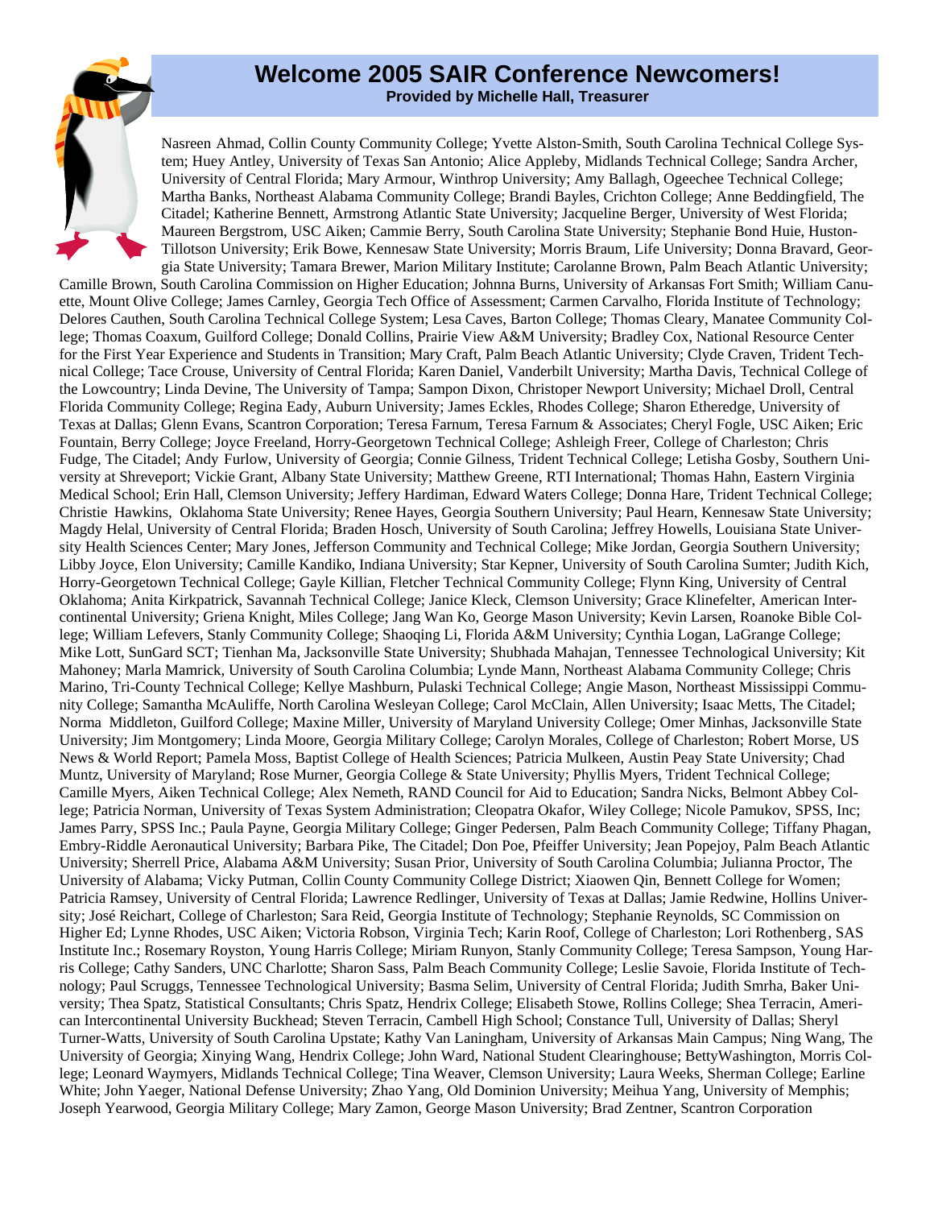# Welcome 2005 SAIR Conference Newcomers!

**Provided by Michelle Hall, Treasurer**

Nasreen Ahmad, Collin County Community College; Yvette Alston-Smith, South Carolina Technical College System; Huey Antley, University of Texas San Antonio; Alice Appleby, Midlands Technical College; Sandra Archer, University of Central Florida; Mary Armour, Winthrop University; Amy Ballagh, Ogeechee Technical College; Martha Banks, Northeast Alabama Community College; Brandi Bayles, Crichton College; Anne Beddingfield, The Citadel; Katherine Bennett, Armstrong Atlantic State University; Jacqueline Berger, University of West Florida; Maureen Bergstrom, USC Aiken; Cammie Berry, South Carolina State University; Stephanie Bond Huie, Huston-Tillotson University; Erik Bowe, Kennesaw State University; Morris Braum, Life University; Donna Bravard, Georgia State University; Tamara Brewer, Marion Military Institute; Carolanne Brown, Palm Beach Atlantic University; Camille Brown, South Carolina Commission on Higher Education; Johnna Burns, University of Arkansas Fort Smith; William Canuette, Mount Olive College; James Carnley, Georgia Tech Office of Assessment; Carmen Carvalho, Florida Institute of Technology; Delores Cauthen, South Carolina Technical College System; Lesa Caves, Barton College; Thomas Cleary, Manatee Community College; Thomas Coaxum, Guilford College; Donald Collins, Prairie View A&M University; Bradley Cox, National Resource Center for the First Year Experience and Students in Transition; Mary Craft, Palm Beach Atlantic University; Clyde Craven, Trident Technical College; Tace Crouse, University of Central Florida; Karen Daniel, Vanderbilt University; Martha Davis, Technical College of the Lowcountry; Linda Devine, The University of Tampa; Sampon Dixon, Christoper Newport University; Michael Droll, Central Florida Community College; Regina Eady, Auburn University; James Eckles, Rhodes College; Sharon Etheredge, University of Texas at Dallas; Glenn Evans, Scantron Corporation; Teresa Farnum, Teresa Farnum & Associates; Cheryl Fogle, USC Aiken; Eric Fountain, Berry College; Joyce Freeland, Horry-Georgetown Technical College; Ashleigh Freer, College of Charleston; Chris Fudge, The Citadel; Andy Furlow, University of Georgia; Connie Gilness, Trident Technical College; Letisha Gosby, Southern University at Shreveport; Vickie Grant, Albany State University; Matthew Greene, RTI International; Thomas Hahn, Eastern Virginia Medical School; Erin Hall, Clemson University; Jeffery Hardiman, Edward Waters College; Donna Hare, Trident Technical College; Christie Hawkins, Oklahoma State University; Renee Hayes, Georgia Southern University; Paul Hearn, Kennesaw State University; Magdy Helal, University of Central Florida; Braden Hosch, University of South Carolina; Jeffrey Howells, Louisiana State University Health Sciences Center; Mary Jones, Jefferson Community and Technical College; Mike Jordan, Georgia Southern University; Libby Joyce, Elon University; Camille Kandiko, Indiana University; Star Kepner, University of South Carolina Sumter; Judith Kich, Horry-Georgetown Technical College; Gayle Killian, Fletcher Technical Community College; Flynn King, University of Central Oklahoma; Anita Kirkpatrick, Savannah Technical College; Janice Kleck, Clemson University; Grace Klinefelter, American Intercontinental University; Griena Knight, Miles College; Jang Wan Ko, George Mason University; Kevin Larsen, Roanoke Bible College; William Lefevers, Stanly Community College; Shaoqing Li, Florida A&M University; Cynthia Logan, LaGrange College; Mike Lott, SunGard SCT; Tienhan Ma, Jacksonville State University; Shubhada Mahajan, Tennessee Technological University; Kit Mahoney; Marla Mamrick, University of South Carolina Columbia; Lynde Mann, Northeast Alabama Community College; Chris Marino, Tri-County Technical College; Kellye Mashburn, Pulaski Technical College; Angie Mason, Northeast Mississippi Community College; Samantha McAuliffe, North Carolina Wesleyan College; Carol McClain, Allen University; Isaac Metts, The Citadel; Norma Middleton, Guilford College; Maxine Miller, University of Maryland University College; Omer Minhas, Jacksonville State University; Jim Montgomery; Linda Moore, Georgia Military College; Carolyn Morales, College of Charleston; Robert Morse, US News & World Report; Pamela Moss, Baptist College of Health Sciences; Patricia Mulkeen, Austin Peay State University; Chad Muntz, University of Maryland; Rose Murner, Georgia College & State University; Phyllis Myers, Trident Technical College; Camille Myers, Aiken Technical College; Alex Nemeth, RAND Council for Aid to Education; Sandra Nicks, Belmont Abbey College; Patricia Norman, University of Texas System Administration; Cleopatra Okafor, Wiley College; Nicole Pamukov, SPSS, Inc; James Parry, SPSS Inc.; Paula Payne, Georgia Military College; Ginger Pedersen, Palm Beach Community College; Tiffany Phagan, Embry-Riddle Aeronautical University; Barbara Pike, The Citadel; Don Poe, Pfeiffer University; Jean Popejoy, Palm Beach Atlantic University; Sherrell Price, Alabama A&M University; Susan Prior, University of South Carolina Columbia; Julianna Proctor, The University of Alabama; Vicky Putman, Collin County Community College District; Xiaowen Qin, Bennett College for Women; Patricia Ramsey, University of Central Florida; Lawrence Redlinger, University of Texas at Dallas; Jamie Redwine, Hollins University; José Reichart, College of Charleston; Sara Reid, Georgia Institute of Technology; Stephanie Reynolds, SC Commission on Higher Ed; Lynne Rhodes, USC Aiken; Victoria Robson, Virginia Tech; Karin Roof, College of Charleston; Lori Rothenberg, SAS Institute Inc.; Rosemary Royston, Young Harris College; Miriam Runyon, Stanly Community College; Teresa Sampson, Young Harris College; Cathy Sanders, UNC Charlotte; Sharon Sass, Palm Beach Community College; Leslie Savoie, Florida Institute of Technology; Paul Scruggs, Tennessee Technological University; Basma Selim, University of Central Florida; Judith Smrha, Baker University; Thea Spatz, Statistical Consultants; Chris Spatz, Hendrix College; Elisabeth Stowe, Rollins College; Shea Terracin, American Intercontinental University Buckhead; Steven Terracin, Cambell High School; Constance Tull, University of Dallas; Sheryl Turner-Watts, University of South Carolina Upstate; Kathy Van Laningham, University of Arkansas Main Campus; Ning Wang, The University of Georgia; Xinying Wang, Hendrix College; John Ward, National Student Clearinghouse; BettyWashington, Morris College; Leonard Waymyers, Midlands Technical College; Tina Weaver, Clemson University; Laura Weeks, Sherman College; Earline White; John Yaeger, National Defense University; Zhao Yang, Old Dominion University; Meihua Yang, University of Memphis; Joseph Yearwood, Georgia Military College; Mary Zamon, George Mason University; Brad Zentner, Scantron Corporation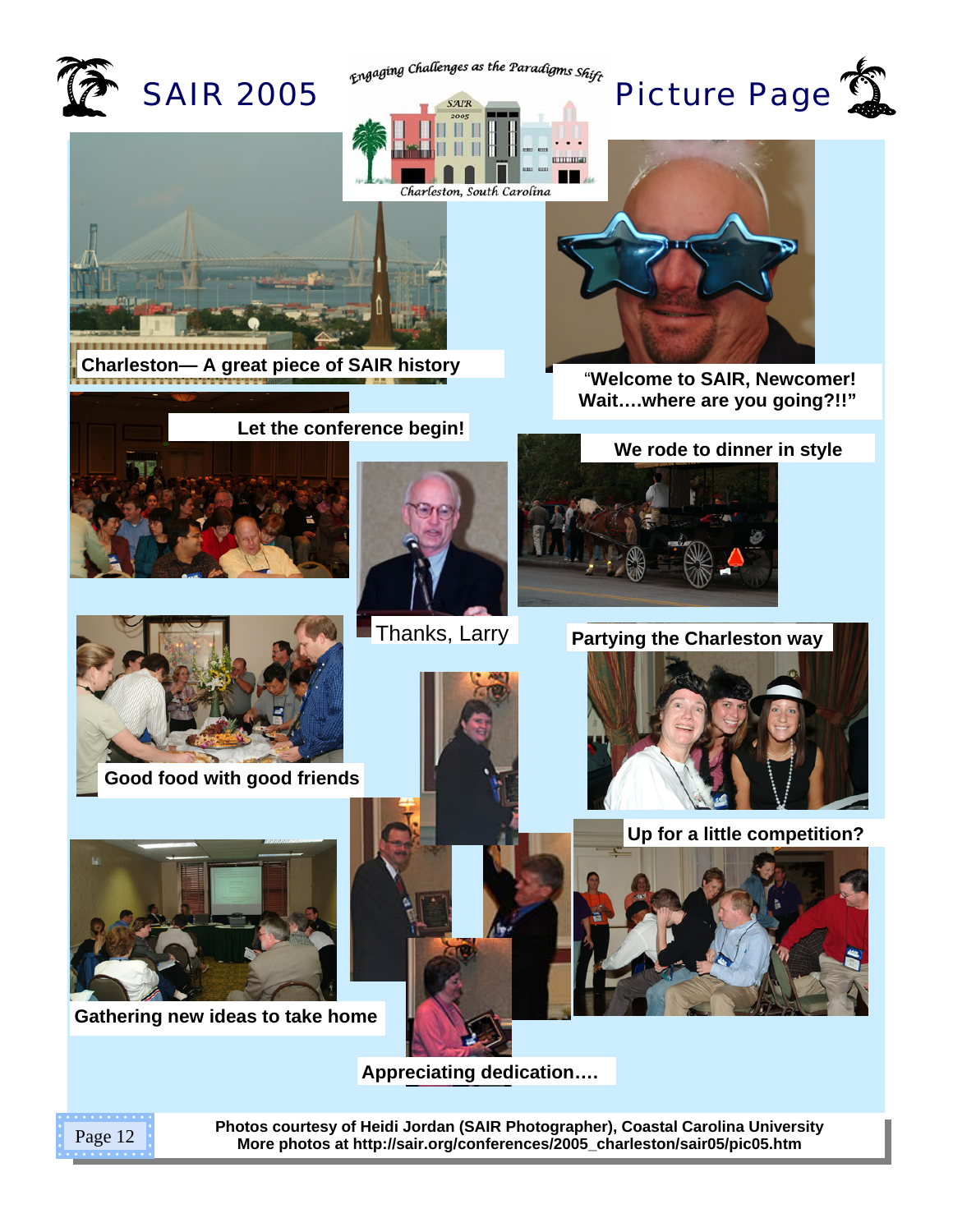# SAIR 2005 Picture Page

Charleston— A great piece of SAIR history

"Welcome to SAIR, Newcomer! Wait….where are you going?!!"

Let the conference begin!

We rode to dinner in style

Thanks, Larry

Partying the Charleston way

Good food with good friends

Up for a little competition?

Gathering new ideas to take home

Appreciating dedication….

**Photos courtesy of Heidi Jordan (SAIR Photographer), Coastal Carolina University**
**More photos at http://sair.org/conferences/2005_charleston/sair05/pic05.htm**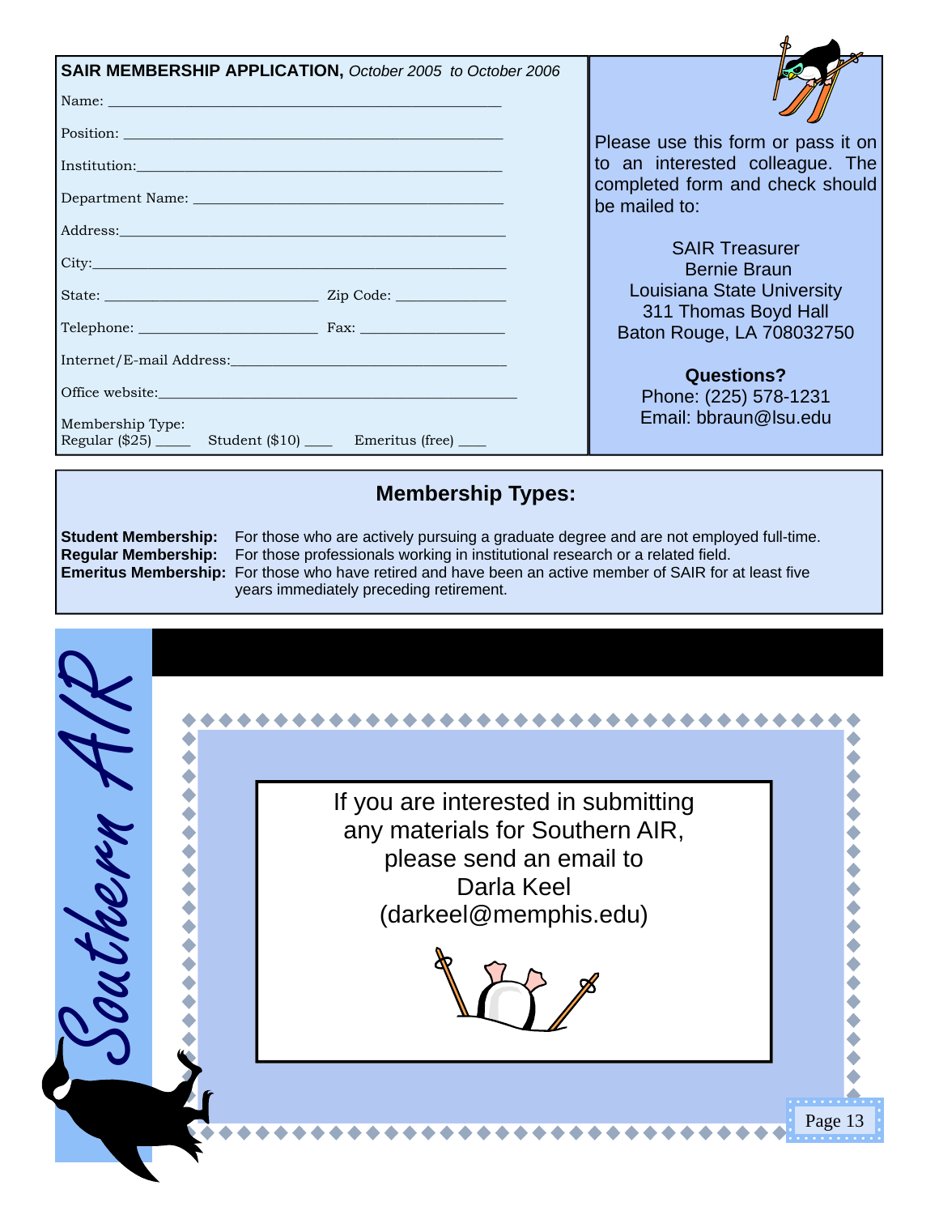**SAIR MEMBERSHIP APPLICATION,** *October 2005 to October 2006*

Name: ______________________________________________

Position: ____________________________________________

Institution:___________________________________________

Department Name: _____________________________________

Address:_____________________________________________

City:________________________________________________

State: ________________________ Zip Code: _____________

Telephone: _____________________ Fax: ________________

Internet/E-mail Address:_________________________________

Office website:_________________________________________

Membership Type:
Regular ($25) _____ Student ($10) ____ Emeritus (free) ____

Please use this form or pass it on to an interested colleague. The completed form and check should be mailed to:

SAIR Treasurer
Bernie Braun
Louisiana State University
311 Thomas Boyd Hall
Baton Rouge, LA 708032750

**Questions?**
Phone: (225) 578-1231
Email: bbraun@lsu.edu

## Membership Types:

**Student Membership:** For those who are actively pursuing a graduate degree and are not employed full-time.

**Regular Membership:** For those professionals working in institutional research or a related field.

**Emeritus Membership:** For those who have retired and have been an active member of SAIR for at least five years immediately preceding retirement.

Southern AIR

If you are interested in submitting any materials for Southern AIR, please send an email to Darla Keel (darkeel@memphis.edu)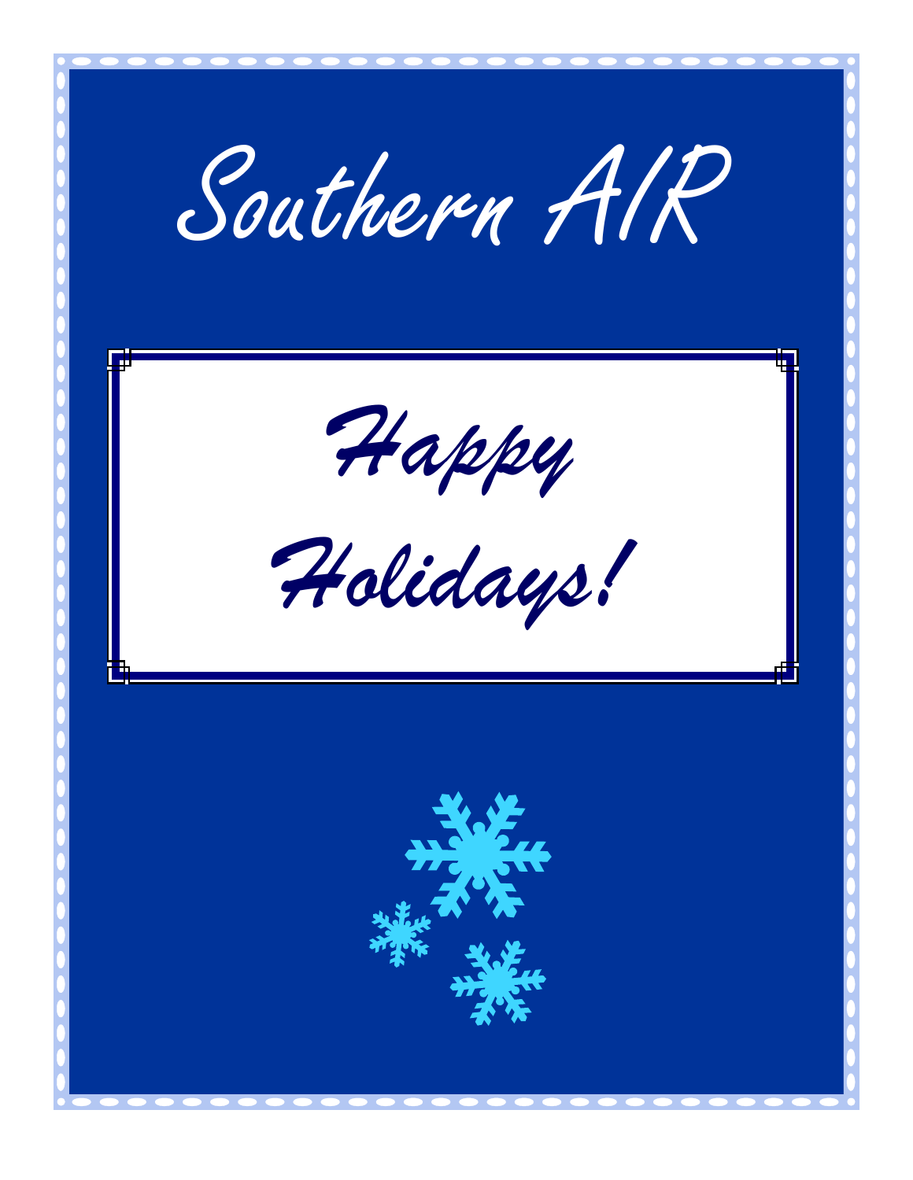# Southern AIR

## Happy Holidays!